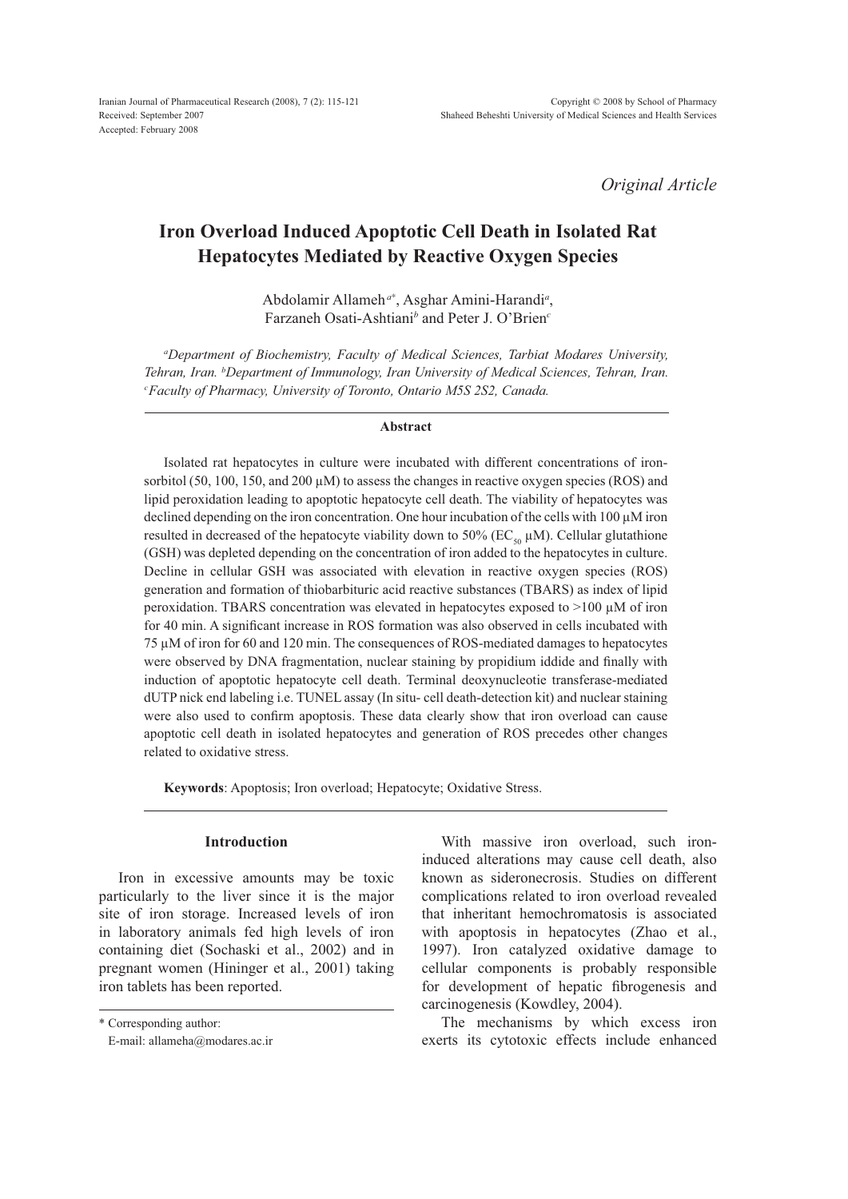Iranian Journal of Pharmaceutical Research (2008), 7 (2): 115-121
Received: September 2007
Accepted: February 2008

Copyright © 2008 by School of Pharmacy
Shaheed Beheshti University of Medical Sciences and Health Services

*Original Article*

# Iron Overload Induced Apoptotic Cell Death in Isolated Rat Hepatocytes Mediated by Reactive Oxygen Species

Abdolamir Allameh[a*], Asghar Amini-Harandi[a], Farzaneh Osati-Ashtiani[b] and Peter J. O'Brien[c]

*[a]Department of Biochemistry, Faculty of Medical Sciences, Tarbiat Modares University, Tehran, Iran. [b]Department of Immunology, Iran University of Medical Sciences, Tehran, Iran. [c]Faculty of Pharmacy, University of Toronto, Ontario M5S 2S2, Canada.*

## Abstract

Isolated rat hepatocytes in culture were incubated with different concentrations of iron-sorbitol (50, 100, 150, and 200 μM) to assess the changes in reactive oxygen species (ROS) and lipid peroxidation leading to apoptotic hepatocyte cell death. The viability of hepatocytes was declined depending on the iron concentration. One hour incubation of the cells with 100 μM iron resulted in decreased of the hepatocyte viability down to 50% ($EC_{50}$ μM). Cellular glutathione (GSH) was depleted depending on the concentration of iron added to the hepatocytes in culture. Decline in cellular GSH was associated with elevation in reactive oxygen species (ROS) generation and formation of thiobarbituric acid reactive substances (TBARS) as index of lipid peroxidation. TBARS concentration was elevated in hepatocytes exposed to >100 μM of iron for 40 min. A significant increase in ROS formation was also observed in cells incubated with 75 μM of iron for 60 and 120 min. The consequences of ROS-mediated damages to hepatocytes were observed by DNA fragmentation, nuclear staining by propidium iddide and finally with induction of apoptotic hepatocyte cell death. Terminal deoxynucleotie transferase-mediated dUTP nick end labeling i.e. TUNEL assay (In situ- cell death-detection kit) and nuclear staining were also used to confirm apoptosis. These data clearly show that iron overload can cause apoptotic cell death in isolated hepatocytes and generation of ROS precedes other changes related to oxidative stress.

**Keywords**: Apoptosis; Iron overload; Hepatocyte; Oxidative Stress.

## Introduction

Iron in excessive amounts may be toxic particularly to the liver since it is the major site of iron storage. Increased levels of iron in laboratory animals fed high levels of iron containing diet (Sochaski et al., 2002) and in pregnant women (Hininger et al., 2001) taking iron tablets has been reported.

With massive iron overload, such iron-induced alterations may cause cell death, also known as sideronecrosis. Studies on different complications related to iron overload revealed that inheritant hemochromatosis is associated with apoptosis in hepatocytes (Zhao et al., 1997). Iron catalyzed oxidative damage to cellular components is probably responsible for development of hepatic fibrogenesis and carcinogenesis (Kowdley, 2004).

The mechanisms by which excess iron exerts its cytotoxic effects include enhanced

\* Corresponding author:
E-mail: allameha@modares.ac.ir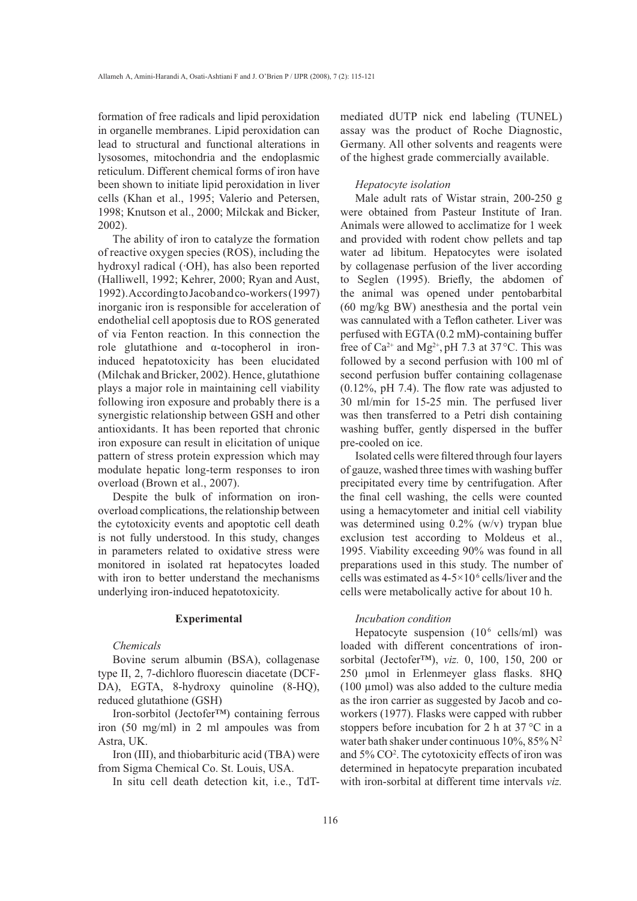formation of free radicals and lipid peroxidation in organelle membranes. Lipid peroxidation can lead to structural and functional alterations in lysosomes, mitochondria and the endoplasmic reticulum. Different chemical forms of iron have been shown to initiate lipid peroxidation in liver cells (Khan et al., 1995; Valerio and Petersen, 1998; Knutson et al., 2000; Milckak and Bicker, 2002).

The ability of iron to catalyze the formation of reactive oxygen species (ROS), including the hydroxyl radical (·OH), has also been reported (Halliwell, 1992; Kehrer, 2000; Ryan and Aust, 1992). According to Jacob and co-workers (1997) inorganic iron is responsible for acceleration of endothelial cell apoptosis due to ROS generated of via Fenton reaction. In this connection the role glutathione and α-tocopherol in iron-induced hepatotoxicity has been elucidated (Milchak and Bricker, 2002). Hence, glutathione plays a major role in maintaining cell viability following iron exposure and probably there is a synergistic relationship between GSH and other antioxidants. It has been reported that chronic iron exposure can result in elicitation of unique pattern of stress protein expression which may modulate hepatic long-term responses to iron overload (Brown et al., 2007).

Despite the bulk of information on iron-overload complications, the relationship between the cytotoxicity events and apoptotic cell death is not fully understood. In this study, changes in parameters related to oxidative stress were monitored in isolated rat hepatocytes loaded with iron to better understand the mechanisms underlying iron-induced hepatotoxicity.

## Experimental

### *Chemicals*

Bovine serum albumin (BSA), collagenase type II, 2, 7-dichloro fluorescin diacetate (DCF-DA), EGTA, 8-hydroxy quinoline (8-HQ), reduced glutathione (GSH)

Iron-sorbitol (Jectofer™) containing ferrous iron (50 mg/ml) in 2 ml ampoules was from Astra, UK.

Iron (III), and thiobarbituric acid (TBA) were from Sigma Chemical Co. St. Louis, USA.

In situ cell death detection kit, i.e., TdT-mediated dUTP nick end labeling (TUNEL) assay was the product of Roche Diagnostic, Germany. All other solvents and reagents were of the highest grade commercially available.

### *Hepatocyte isolation*

Male adult rats of Wistar strain, 200-250 g were obtained from Pasteur Institute of Iran. Animals were allowed to acclimatize for 1 week and provided with rodent chow pellets and tap water ad libitum. Hepatocytes were isolated by collagenase perfusion of the liver according to Seglen (1995). Briefly, the abdomen of the animal was opened under pentobarbital (60 mg/kg BW) anesthesia and the portal vein was cannulated with a Teflon catheter. Liver was perfused with EGTA (0.2 mM)-containing buffer free of $Ca^{2+}$ and $Mg^{2+}$, pH 7.3 at 37 °C. This was followed by a second perfusion with 100 ml of second perfusion buffer containing collagenase (0.12%, pH 7.4). The flow rate was adjusted to 30 ml/min for 15-25 min. The perfused liver was then transferred to a Petri dish containing washing buffer, gently dispersed in the buffer pre-cooled on ice.

Isolated cells were filtered through four layers of gauze, washed three times with washing buffer precipitated every time by centrifugation. After the final cell washing, the cells were counted using a hemacytometer and initial cell viability was determined using 0.2% (w/v) trypan blue exclusion test according to Moldeus et al., 1995. Viability exceeding 90% was found in all preparations used in this study. The number of cells was estimated as $4\text{-}5\times10^{6}$ cells/liver and the cells were metabolically active for about 10 h.

### *Incubation condition*

Hepatocyte suspension ($10^{6}$ cells/ml) was loaded with different concentrations of iron-sorbital (Jectofer™), *viz.* 0, 100, 150, 200 or 250 µmol in Erlenmeyer glass flasks. 8HQ (100 µmol) was also added to the culture media as the iron carrier as suggested by Jacob and co-workers (1977). Flasks were capped with rubber stoppers before incubation for 2 h at 37 °C in a water bath shaker under continuous 10%, 85% $N^2$ and 5% $CO^2$. The cytotoxicity effects of iron was determined in hepatocyte preparation incubated with iron-sorbital at different time intervals *viz.*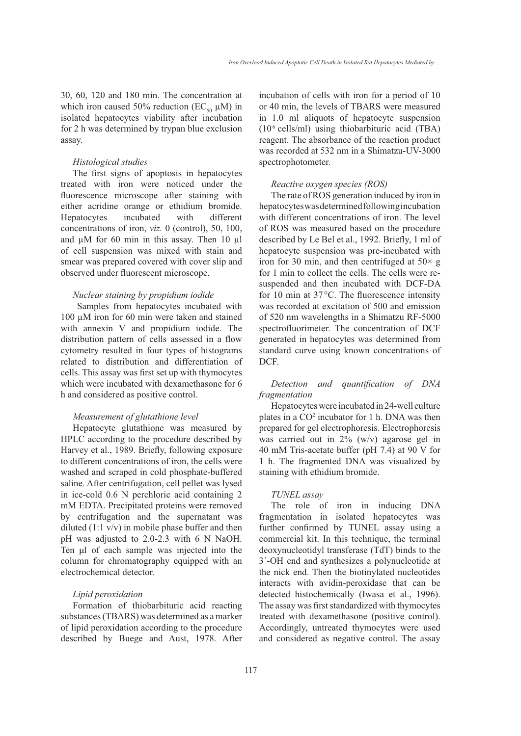30, 60, 120 and 180 min. The concentration at which iron caused 50% reduction ($EC_{50}$ μM) in isolated hepatocytes viability after incubation for 2 h was determined by trypan blue exclusion assay.

### *Histological studies*

The first signs of apoptosis in hepatocytes treated with iron were noticed under the fluorescence microscope after staining with either acridine orange or ethidium bromide. Hepatocytes incubated with different concentrations of iron, *viz.* 0 (control), 50, 100, and μM for 60 min in this assay. Then 10 μl of cell suspension was mixed with stain and smear was prepared covered with cover slip and observed under fluorescent microscope.

### *Nuclear staining by propidium iodide*

Samples from hepatocytes incubated with 100 μM iron for 60 min were taken and stained with annexin V and propidium iodide. The distribution pattern of cells assessed in a flow cytometry resulted in four types of histograms related to distribution and differentiation of cells. This assay was first set up with thymocytes which were incubated with dexamethasone for 6 h and considered as positive control.

### *Measurement of glutathione level*

Hepatocyte glutathione was measured by HPLC according to the procedure described by Harvey et al., 1989. Briefly, following exposure to different concentrations of iron, the cells were washed and scraped in cold phosphate-buffered saline. After centrifugation, cell pellet was lysed in ice-cold 0.6 N perchloric acid containing 2 mM EDTA. Precipitated proteins were removed by centrifugation and the supernatant was diluted (1:1 v/v) in mobile phase buffer and then pH was adjusted to 2.0-2.3 with 6 N NaOH. Ten μl of each sample was injected into the column for chromatography equipped with an electrochemical detector.

### *Lipid peroxidation*

Formation of thiobarbituric acid reacting substances (TBARS) was determined as a marker of lipid peroxidation according to the procedure described by Buege and Aust, 1978. After incubation of cells with iron for a period of 10 or 40 min, the levels of TBARS were measured in 1.0 ml aliquots of hepatocyte suspension ($10^6$ cells/ml) using thiobarbituric acid (TBA) reagent. The absorbance of the reaction product was recorded at 532 nm in a Shimatzu-UV-3000 spectrophotometer.

### *Reactive oxygen species (ROS)*

The rate of ROS generation induced by iron in hepatocytes was determined following incubation with different concentrations of iron. The level of ROS was measured based on the procedure described by Le Bel et al., 1992. Briefly, 1 ml of hepatocyte suspension was pre-incubated with iron for 30 min, and then centrifuged at 50× g for 1 min to collect the cells. The cells were re-suspended and then incubated with DCF-DA for 10 min at 37 °C. The fluorescence intensity was recorded at excitation of 500 and emission of 520 nm wavelengths in a Shimatzu RF-5000 spectrofluorimeter. The concentration of DCF generated in hepatocytes was determined from standard curve using known concentrations of DCF.

### *Detection and quantification of DNA fragmentation*

Hepatocytes were incubated in 24-well culture plates in a $CO^2$ incubator for 1 h. DNA was then prepared for gel electrophoresis. Electrophoresis was carried out in 2% (w/v) agarose gel in 40 mM Tris-acetate buffer (pH 7.4) at 90 V for 1 h. The fragmented DNA was visualized by staining with ethidium bromide.

### *TUNEL assay*

The role of iron in inducing DNA fragmentation in isolated hepatocytes was further confirmed by TUNEL assay using a commercial kit. In this technique, the terminal deoxynucleotidyl transferase (TdT) binds to the 3´-OH end and synthesizes a polynucleotide at the nick end. Then the biotinylated nucleotides interacts with avidin-peroxidase that can be detected histochemically (Iwasa et al., 1996). The assay was first standardized with thymocytes treated with dexamethasone (positive control). Accordingly, untreated thymocytes were used and considered as negative control. The assay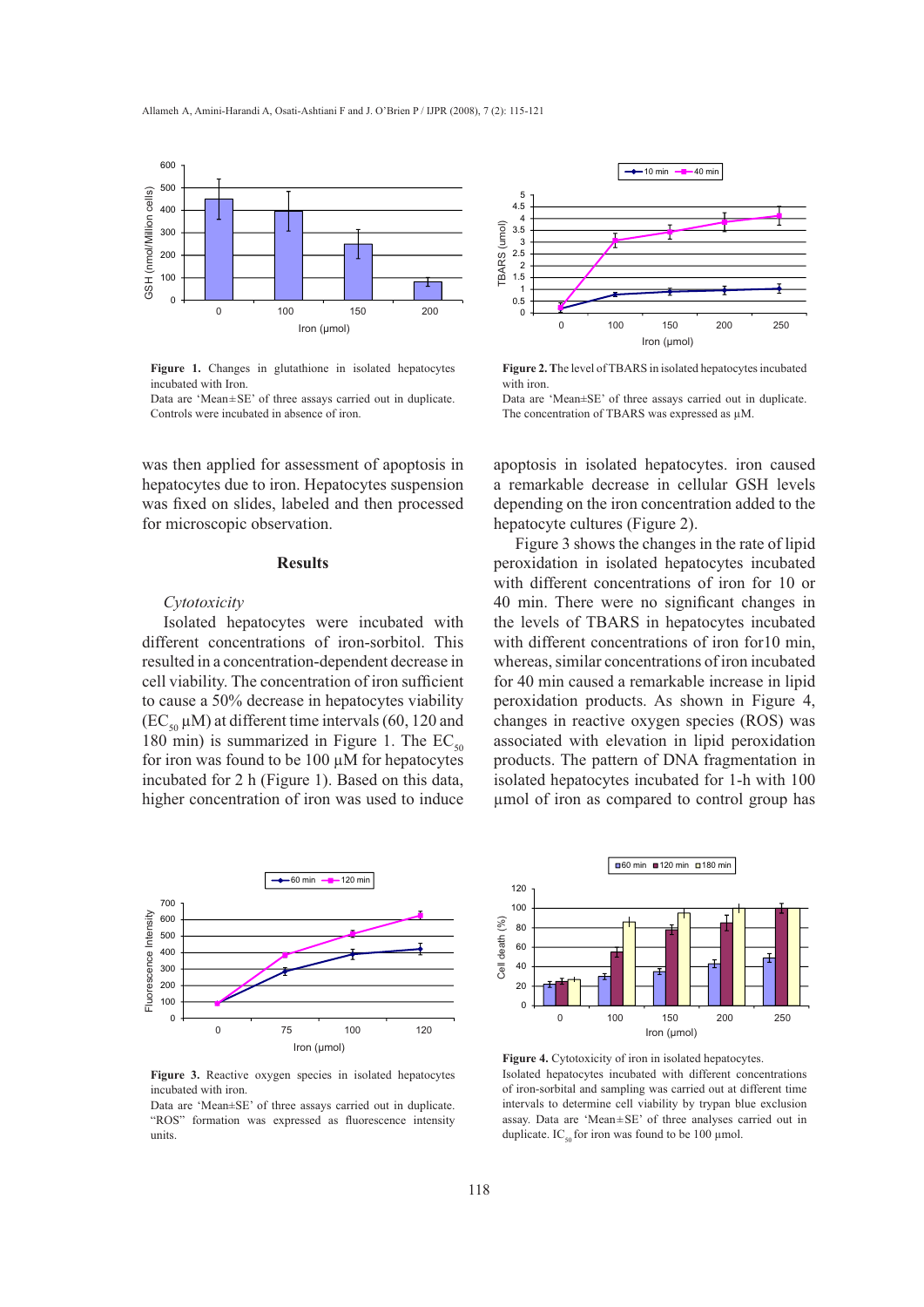**Figure 1.** Changes in glutathione in isolated hepatocytes incubated with Iron.
Data are 'Mean±SE' of three assays carried out in duplicate. Controls were incubated in absence of iron.

**Figure 2. T**he level of TBARS in isolated hepatocytes incubated with iron.
Data are 'Mean±SE' of three assays carried out in duplicate. The concentration of TBARS was expressed as µM.

was then applied for assessment of apoptosis in hepatocytes due to iron. Hepatocytes suspension was fixed on slides, labeled and then processed for microscopic observation.

## Results

*Cytotoxicity*

Isolated hepatocytes were incubated with different concentrations of iron-sorbitol. This resulted in a concentration-dependent decrease in cell viability. The concentration of iron sufficient to cause a 50% decrease in hepatocytes viability ($EC_{50}$ µM) at different time intervals (60, 120 and 180 min) is summarized in Figure 1. The $EC_{50}$ for iron was found to be 100 µM for hepatocytes incubated for 2 h (Figure 1). Based on this data, higher concentration of iron was used to induce apoptosis in isolated hepatocytes. iron caused a remarkable decrease in cellular GSH levels depending on the iron concentration added to the hepatocyte cultures (Figure 2).

Figure 3 shows the changes in the rate of lipid peroxidation in isolated hepatocytes incubated with different concentrations of iron for 10 or 40 min. There were no significant changes in the levels of TBARS in hepatocytes incubated with different concentrations of iron for10 min, whereas, similar concentrations of iron incubated for 40 min caused a remarkable increase in lipid peroxidation products. As shown in Figure 4, changes in reactive oxygen species (ROS) was associated with elevation in lipid peroxidation products. The pattern of DNA fragmentation in isolated hepatocytes incubated for 1-h with 100 µmol of iron as compared to control group has

**Figure 3.** Reactive oxygen species in isolated hepatocytes incubated with iron.
Data are 'Mean±SE' of three assays carried out in duplicate. "ROS" formation was expressed as fluorescence intensity units.

**Figure 4.** Cytotoxicity of iron in isolated hepatocytes.
Isolated hepatocytes incubated with different concentrations of iron-sorbital and sampling was carried out at different time intervals to determine cell viability by trypan blue exclusion assay. Data are 'Mean±SE' of three analyses carried out in duplicate. $IC_{50}$ for iron was found to be 100 µmol.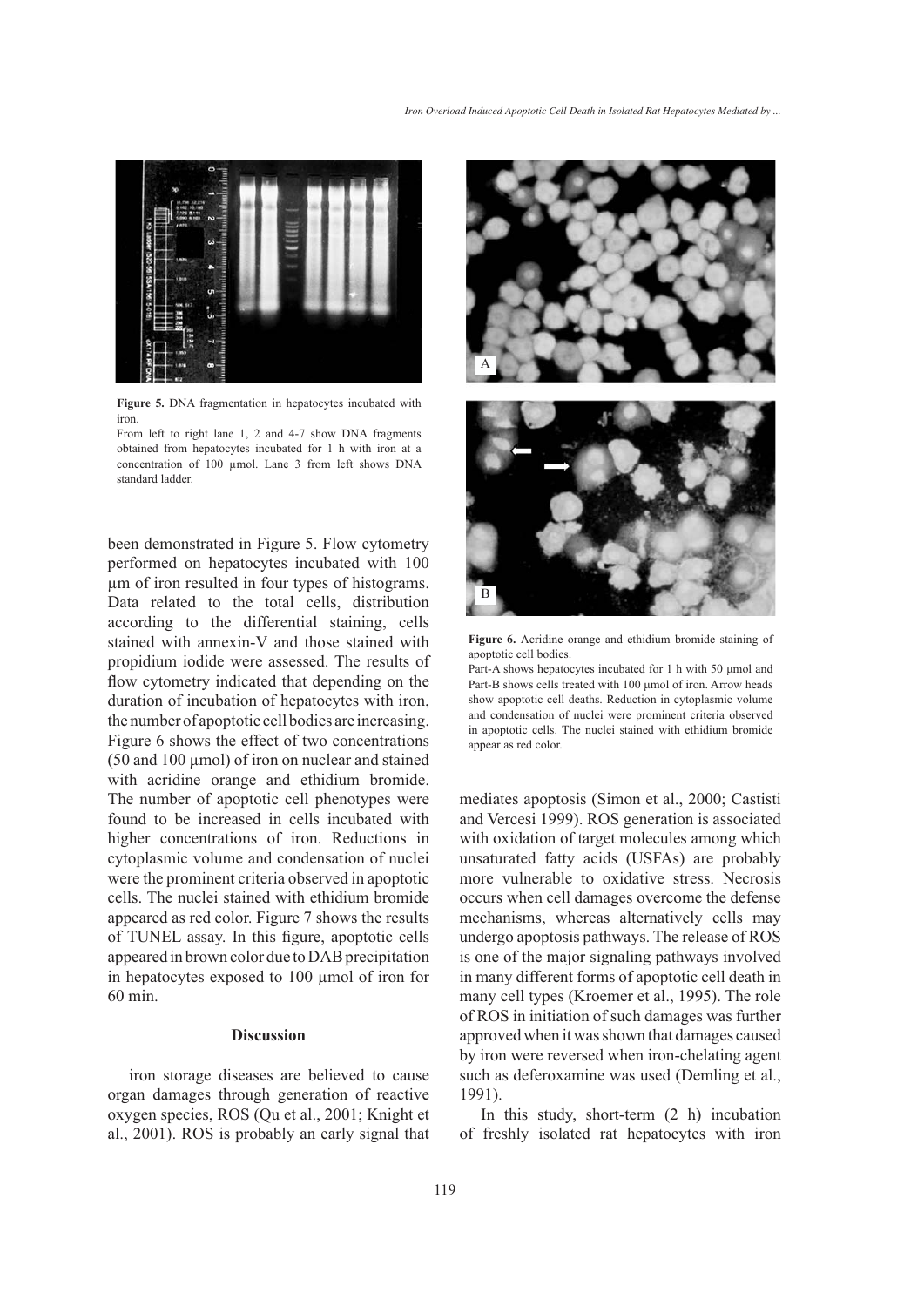**Figure 5.** DNA fragmentation in hepatocytes incubated with iron.

From left to right lane 1, 2 and 4-7 show DNA fragments obtained from hepatocytes incubated for 1 h with iron at a concentration of 100 µmol. Lane 3 from left shows DNA standard ladder.

**Figure 6.** Acridine orange and ethidium bromide staining of apoptotic cell bodies.

Part-A shows hepatocytes incubated for 1 h with 50 µmol and Part-B shows cells treated with 100 µmol of iron. Arrow heads show apoptotic cell deaths. Reduction in cytoplasmic volume and condensation of nuclei were prominent criteria observed in apoptotic cells. The nuclei stained with ethidium bromide appear as red color.

been demonstrated in Figure 5. Flow cytometry performed on hepatocytes incubated with 100 µm of iron resulted in four types of histograms. Data related to the total cells, distribution according to the differential staining, cells stained with annexin-V and those stained with propidium iodide were assessed. The results of flow cytometry indicated that depending on the duration of incubation of hepatocytes with iron, the number of apoptotic cell bodies are increasing. Figure 6 shows the effect of two concentrations (50 and 100 µmol) of iron on nuclear and stained with acridine orange and ethidium bromide. The number of apoptotic cell phenotypes were found to be increased in cells incubated with higher concentrations of iron. Reductions in cytoplasmic volume and condensation of nuclei were the prominent criteria observed in apoptotic cells. The nuclei stained with ethidium bromide appeared as red color. Figure 7 shows the results of TUNEL assay. In this figure, apoptotic cells appeared in brown color due to DAB precipitation in hepatocytes exposed to 100 µmol of iron for 60 min.

## Discussion

iron storage diseases are believed to cause organ damages through generation of reactive oxygen species, ROS (Qu et al., 2001; Knight et al., 2001). ROS is probably an early signal that mediates apoptosis (Simon et al., 2000; Castisti and Vercesi 1999). ROS generation is associated with oxidation of target molecules among which unsaturated fatty acids (USFAs) are probably more vulnerable to oxidative stress. Necrosis occurs when cell damages overcome the defense mechanisms, whereas alternatively cells may undergo apoptosis pathways. The release of ROS is one of the major signaling pathways involved in many different forms of apoptotic cell death in many cell types (Kroemer et al., 1995). The role of ROS in initiation of such damages was further approved when it was shown that damages caused by iron were reversed when iron-chelating agent such as deferoxamine was used (Demling et al., 1991).

In this study, short-term (2 h) incubation of freshly isolated rat hepatocytes with iron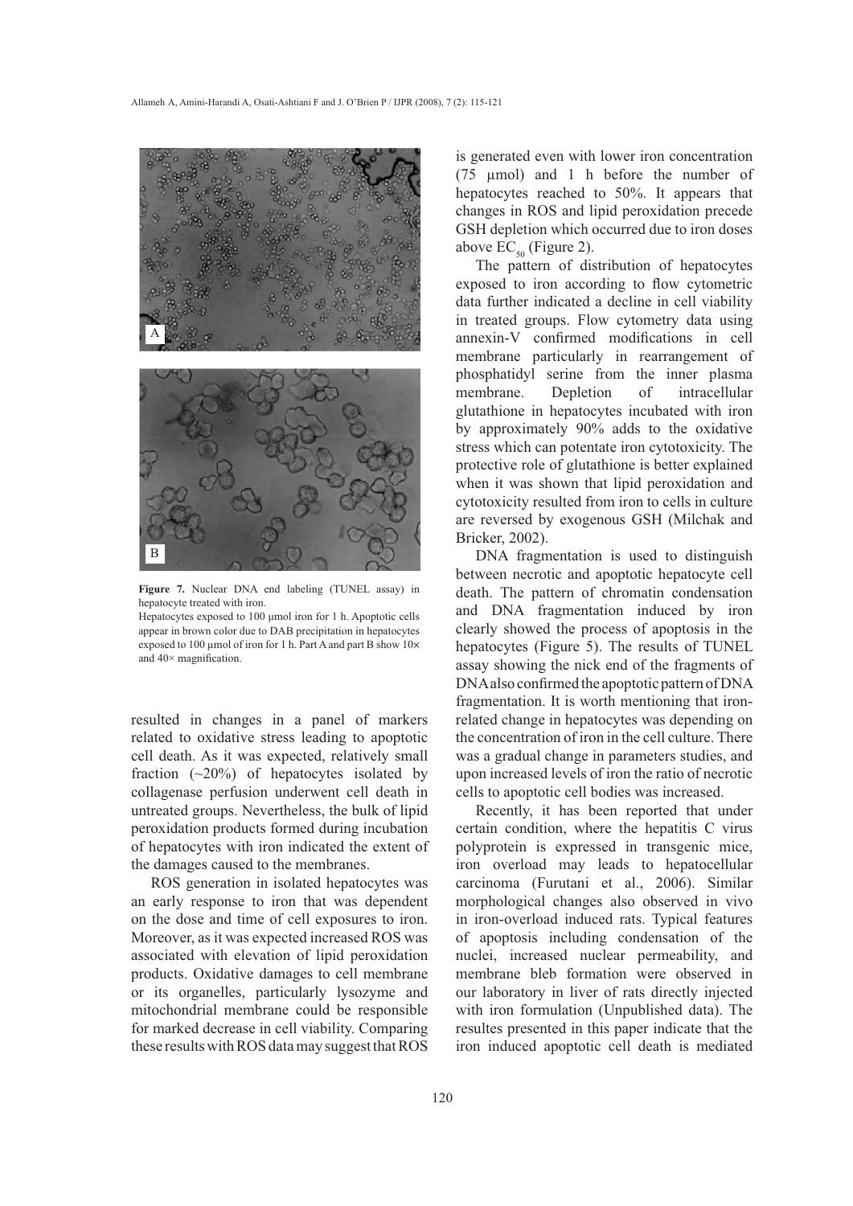**Figure 7.** Nuclear DNA end labeling (TUNEL assay) in hepatocyte treated with iron.

Hepatocytes exposed to 100 µmol iron for 1 h. Apoptotic cells appear in brown color due to DAB precipitation in hepatocytes exposed to 100 µmol of iron for 1 h. Part A and part B show 10× and 40× magnification.

resulted in changes in a panel of markers related to oxidative stress leading to apoptotic cell death. As it was expected, relatively small fraction (~20%) of hepatocytes isolated by collagenase perfusion underwent cell death in untreated groups. Nevertheless, the bulk of lipid peroxidation products formed during incubation of hepatocytes with iron indicated the extent of the damages caused to the membranes.

ROS generation in isolated hepatocytes was an early response to iron that was dependent on the dose and time of cell exposures to iron. Moreover, as it was expected increased ROS was associated with elevation of lipid peroxidation products. Oxidative damages to cell membrane or its organelles, particularly lysozyme and mitochondrial membrane could be responsible for marked decrease in cell viability. Comparing these results with ROS data may suggest that ROS is generated even with lower iron concentration (75 µmol) and 1 h before the number of hepatocytes reached to 50%. It appears that changes in ROS and lipid peroxidation precede GSH depletion which occurred due to iron doses above $EC_{50}$ (Figure 2).

The pattern of distribution of hepatocytes exposed to iron according to flow cytometric data further indicated a decline in cell viability in treated groups. Flow cytometry data using annexin-V confirmed modifications in cell membrane particularly in rearrangement of phosphatidyl serine from the inner plasma membrane. Depletion of intracellular glutathione in hepatocytes incubated with iron by approximately 90% adds to the oxidative stress which can potentate iron cytotoxicity. The protective role of glutathione is better explained when it was shown that lipid peroxidation and cytotoxicity resulted from iron to cells in culture are reversed by exogenous GSH (Milchak and Bricker, 2002).

DNA fragmentation is used to distinguish between necrotic and apoptotic hepatocyte cell death. The pattern of chromatin condensation and DNA fragmentation induced by iron clearly showed the process of apoptosis in the hepatocytes (Figure 5). The results of TUNEL assay showing the nick end of the fragments of DNA also confirmed the apoptotic pattern of DNA fragmentation. It is worth mentioning that iron-related change in hepatocytes was depending on the concentration of iron in the cell culture. There was a gradual change in parameters studies, and upon increased levels of iron the ratio of necrotic cells to apoptotic cell bodies was increased.

Recently, it has been reported that under certain condition, where the hepatitis C virus polyprotein is expressed in transgenic mice, iron overload may leads to hepatocellular carcinoma (Furutani et al., 2006). Similar morphological changes also observed in vivo in iron-overload induced rats. Typical features of apoptosis including condensation of the nuclei, increased nuclear permeability, and membrane bleb formation were observed in our laboratory in liver of rats directly injected with iron formulation (Unpublished data). The resultes presented in this paper indicate that the iron induced apoptotic cell death is mediated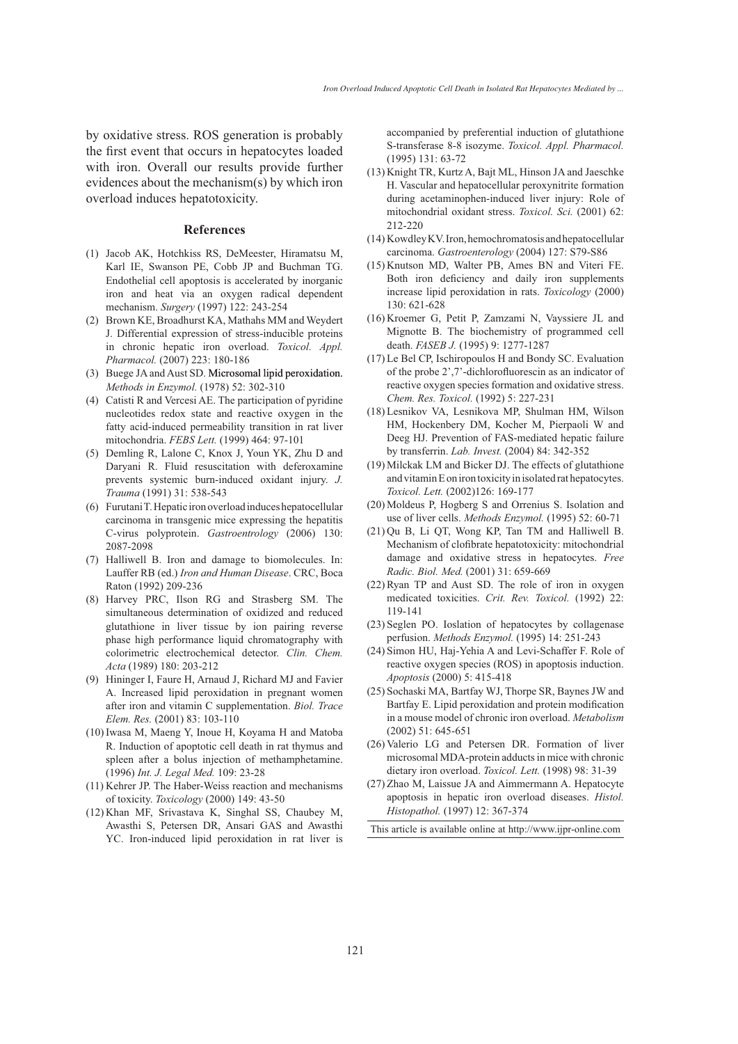by oxidative stress. ROS generation is probably the first event that occurs in hepatocytes loaded with iron. Overall our results provide further evidences about the mechanism(s) by which iron overload induces hepatotoxicity.

## References

(1) Jacob AK, Hotchkiss RS, DeMeester, Hiramatsu M, Karl IE, Swanson PE, Cobb JP and Buchman TG. Endothelial cell apoptosis is accelerated by inorganic iron and heat via an oxygen radical dependent mechanism. *Surgery* (1997) 122: 243-254

(2) Brown KE, Broadhurst KA, Mathahs MM and Weydert J. Differential expression of stress-inducible proteins in chronic hepatic iron overload. *Toxicol. Appl. Pharmacol.* (2007) 223: 180-186

(3) Buege JA and Aust SD. Microsomal lipid peroxidation. *Methods in Enzymol.* (1978) 52: 302-310

(4) Catisti R and Vercesi AE. The participation of pyridine nucleotides redox state and reactive oxygen in the fatty acid-induced permeability transition in rat liver mitochondria. *FEBS Lett.* (1999) 464: 97-101

(5) Demling R, Lalone C, Knox J, Youn YK, Zhu D and Daryani R. Fluid resuscitation with deferoxamine prevents systemic burn-induced oxidant injury. *J. Trauma* (1991) 31: 538-543

(6) Furutani T. Hepatic iron overload induces hepatocellular carcinoma in transgenic mice expressing the hepatitis C-virus polyprotein. *Gastroentrology* (2006) 130: 2087-2098

(7) Halliwell B. Iron and damage to biomolecules. In: Lauffer RB (ed.) *Iron and Human Disease*. CRC, Boca Raton (1992) 209-236

(8) Harvey PRC, Ilson RG and Strasberg SM. The simultaneous determination of oxidized and reduced glutathione in liver tissue by ion pairing reverse phase high performance liquid chromatography with colorimetric electrochemical detector. *Clin. Chem. Acta* (1989) 180: 203-212

(9) Hininger I, Faure H, Arnaud J, Richard MJ and Favier A. Increased lipid peroxidation in pregnant women after iron and vitamin C supplementation. *Biol. Trace Elem. Res.* (2001) 83: 103-110

(10) Iwasa M, Maeng Y, Inoue H, Koyama H and Matoba R. Induction of apoptotic cell death in rat thymus and spleen after a bolus injection of methamphetamine. (1996) *Int. J. Legal Med.* 109: 23-28

(11) Kehrer JP. The Haber-Weiss reaction and mechanisms of toxicity. *Toxicology* (2000) 149: 43-50

(12) Khan MF, Srivastava K, Singhal SS, Chaubey M, Awasthi S, Petersen DR, Ansari GAS and Awasthi YC. Iron-induced lipid peroxidation in rat liver is accompanied by preferential induction of glutathione S-transferase 8-8 isozyme. *Toxicol. Appl. Pharmacol.* (1995) 131: 63-72

(13) Knight TR, Kurtz A, Bajt ML, Hinson JA and Jaeschke H. Vascular and hepatocellular peroxynitrite formation during acetaminophen-induced liver injury: Role of mitochondrial oxidant stress. *Toxicol. Sci.* (2001) 62: 212-220

(14) Kowdley KV. Iron, hemochromatosis and hepatocellular carcinoma. *Gastroenterology* (2004) 127: S79-S86

(15) Knutson MD, Walter PB, Ames BN and Viteri FE. Both iron deficiency and daily iron supplements increase lipid peroxidation in rats. *Toxicology* (2000) 130: 621-628

(16) Kroemer G, Petit P, Zamzami N, Vayssiere JL and Mignotte B. The biochemistry of programmed cell death. *FASEB J.* (1995) 9: 1277-1287

(17) Le Bel CP, Ischiropoulos H and Bondy SC. Evaluation of the probe 2',7'-dichlorofluorescin as an indicator of reactive oxygen species formation and oxidative stress. *Chem. Res. Toxicol.* (1992) 5: 227-231

(18) Lesnikov VA, Lesnikova MP, Shulman HM, Wilson HM, Hockenbery DM, Kocher M, Pierpaoli W and Deeg HJ. Prevention of FAS-mediated hepatic failure by transferrin. *Lab. Invest.* (2004) 84: 342-352

(19) Milckak LM and Bicker DJ. The effects of glutathione and vitamin E on iron toxicity in isolated rat hepatocytes. *Toxicol. Lett.* (2002)126: 169-177

(20) Moldeus P, Hogberg S and Orrenius S. Isolation and use of liver cells. *Methods Enzymol.* (1995) 52: 60-71

(21) Qu B, Li QT, Wong KP, Tan TM and Halliwell B. Mechanism of clofibrate hepatotoxicity: mitochondrial damage and oxidative stress in hepatocytes. *Free Radic. Biol. Med.* (2001) 31: 659-669

(22) Ryan TP and Aust SD. The role of iron in oxygen medicated toxicities. *Crit. Rev. Toxicol.* (1992) 22: 119-141

(23) Seglen PO. Ioslation of hepatocytes by collagenase perfusion. *Methods Enzymol.* (1995) 14: 251-243

(24) Simon HU, Haj-Yehia A and Levi-Schaffer F. Role of reactive oxygen species (ROS) in apoptosis induction. *Apoptosis* (2000) 5: 415-418

(25) Sochaski MA, Bartfay WJ, Thorpe SR, Baynes JW and Bartfay E. Lipid peroxidation and protein modification in a mouse model of chronic iron overload. *Metabolism* (2002) 51: 645-651

(26) Valerio LG and Petersen DR. Formation of liver microsomal MDA-protein adducts in mice with chronic dietary iron overload. *Toxicol. Lett.* (1998) 98: 31-39

(27) Zhao M, Laissue JA and Aimmermann A. Hepatocyte apoptosis in hepatic iron overload diseases. *Histol. Histopathol.* (1997) 12: 367-374

This article is available online at http://www.ijpr-online.com